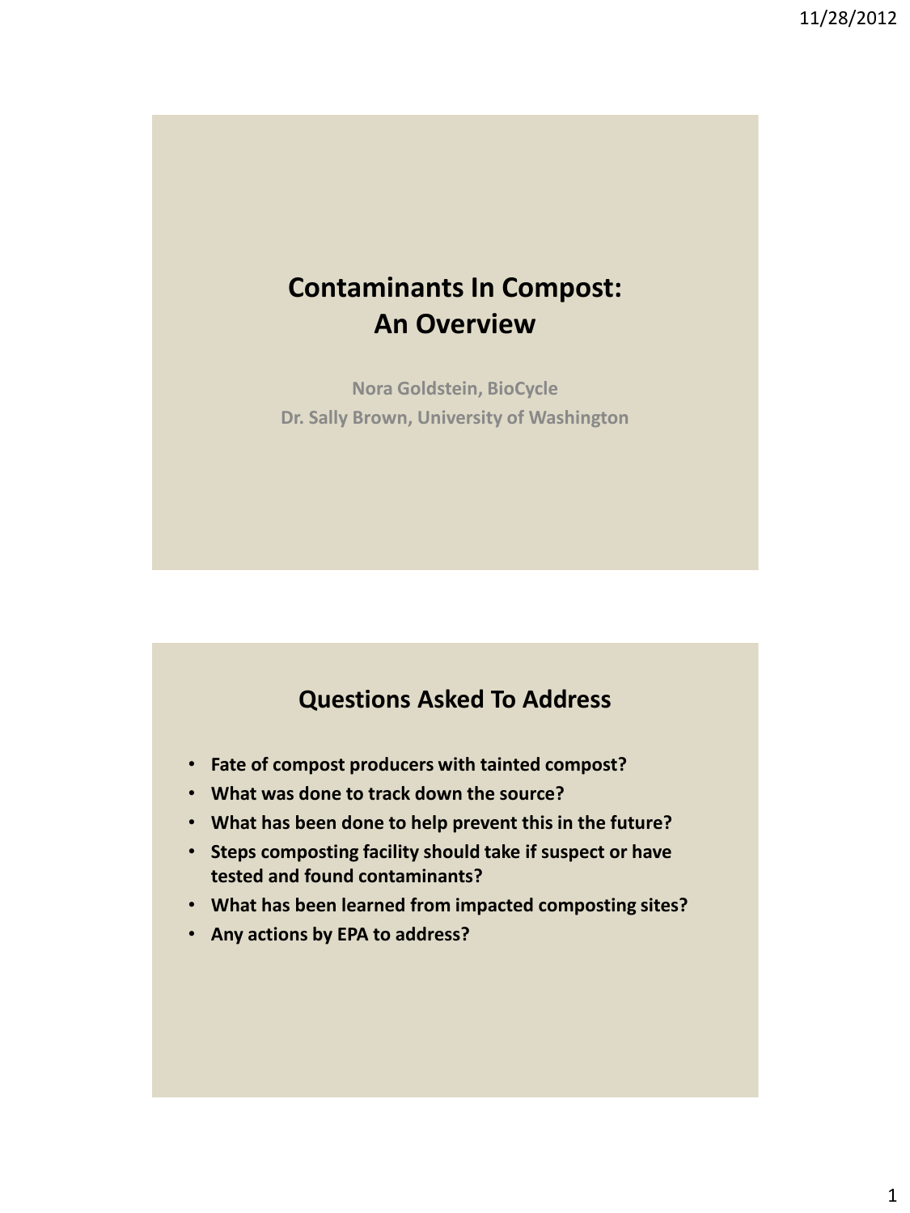# Contaminants In Compost: An Overview

**Nora Goldstein, BioCycle**
**Dr. Sally Brown, University of Washington**

## Questions Asked To Address

- **Fate of compost producers with tainted compost?**
- **What was done to track down the source?**
- **What has been done to help prevent this in the future?**
- **Steps composting facility should take if suspect or have tested and found contaminants?**
- **What has been learned from impacted composting sites?**
- **Any actions by EPA to address?**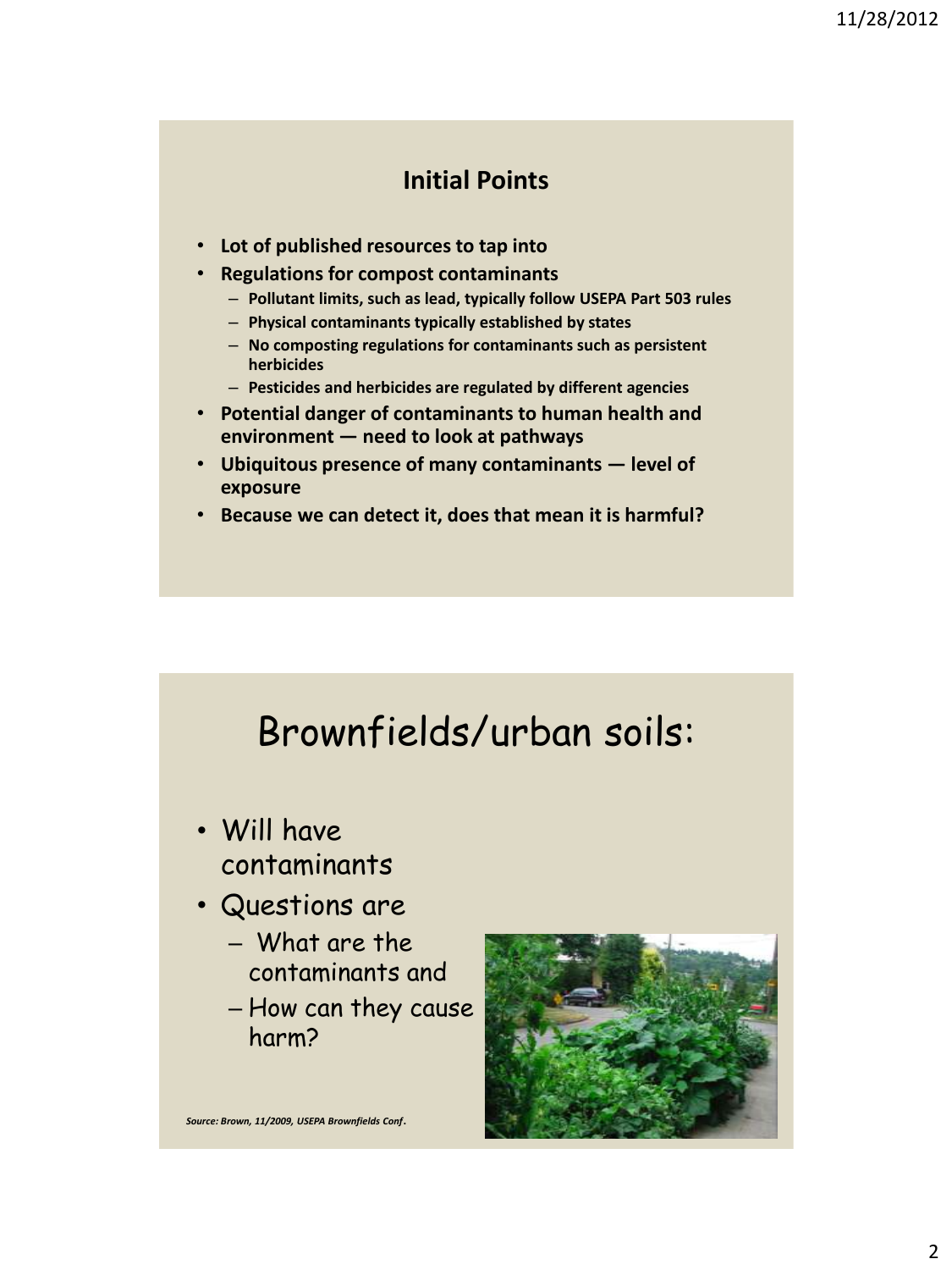## Initial Points

- **Lot of published resources to tap into**
- **Regulations for compost contaminants**
  - **Pollutant limits, such as lead, typically follow USEPA Part 503 rules**
  - **Physical contaminants typically established by states**
  - **No composting regulations for contaminants such as persistent herbicides**
  - **Pesticides and herbicides are regulated by different agencies**
- **Potential danger of contaminants to human health and environment — need to look at pathways**
- **Ubiquitous presence of many contaminants — level of exposure**
- **Because we can detect it, does that mean it is harmful?**

## Brownfields/urban soils:

- Will have contaminants
- Questions are
  - What are the contaminants and
  - How can they cause harm?

***Source: Brown, 11/2009, USEPA Brownfields Conf.***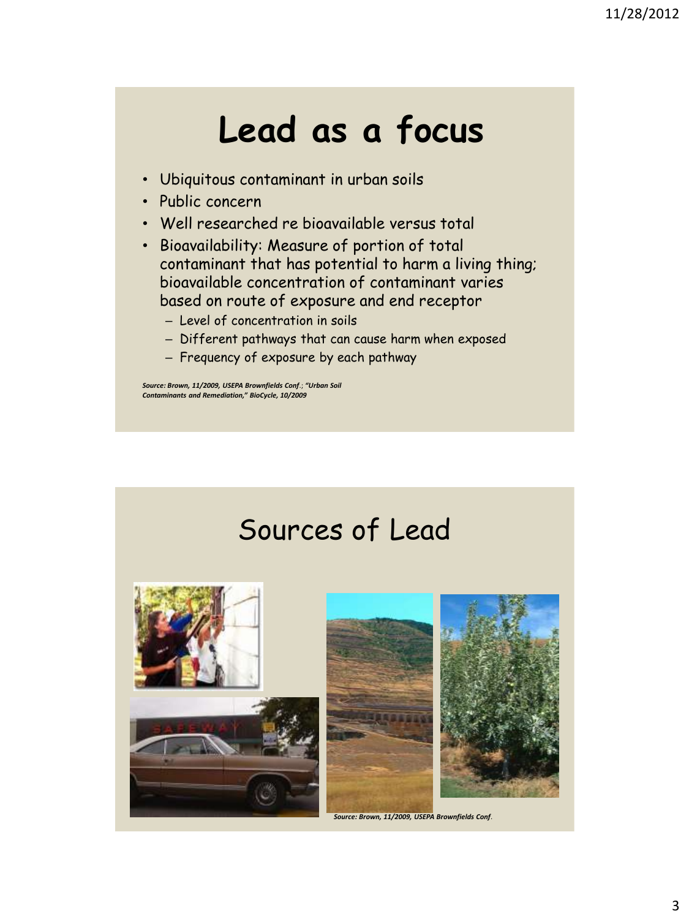# Lead as a focus

- Ubiquitous contaminant in urban soils
- Public concern
- Well researched re bioavailable versus total
- Bioavailability: Measure of portion of total contaminant that has potential to harm a living thing; bioavailable concentration of contaminant varies based on route of exposure and end receptor
  - Level of concentration in soils
  - Different pathways that can cause harm when exposed
  - Frequency of exposure by each pathway

***Source: Brown, 11/2009, USEPA Brownfields Conf.; "Urban Soil Contaminants and Remediation," BioCycle, 10/2009***

# Sources of Lead

***Source: Brown, 11/2009, USEPA Brownfields Conf.***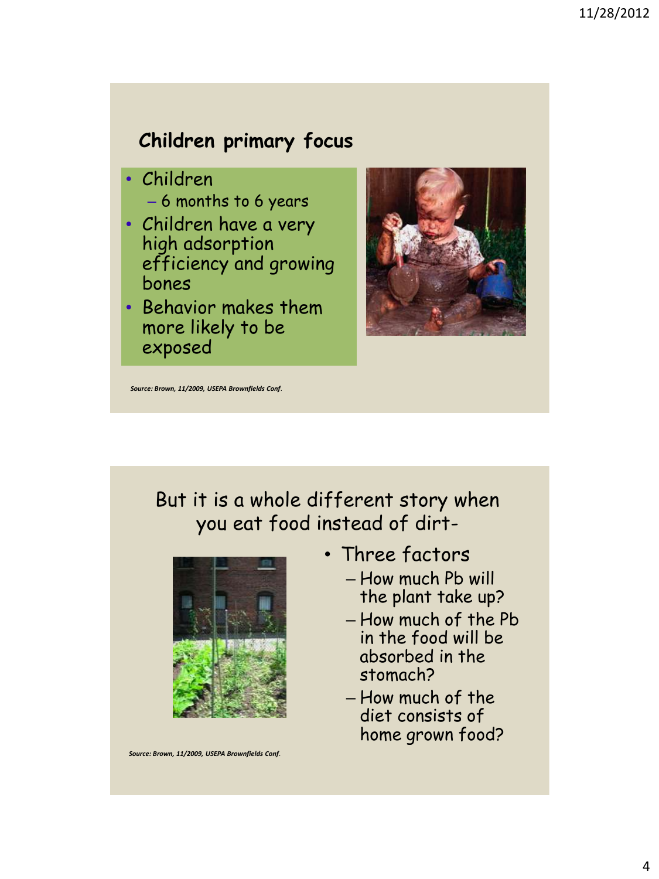## Children primary focus

- Children
  - 6 months to 6 years
- Children have a very high adsorption efficiency and growing bones
- Behavior makes them more likely to be exposed

*Source: Brown, 11/2009, USEPA Brownfields Conf.*

## But it is a whole different story when you eat food instead of dirt-

- Three factors
  - How much Pb will the plant take up?
  - How much of the Pb in the food will be absorbed in the stomach?
  - How much of the diet consists of home grown food?

*Source: Brown, 11/2009, USEPA Brownfields Conf.*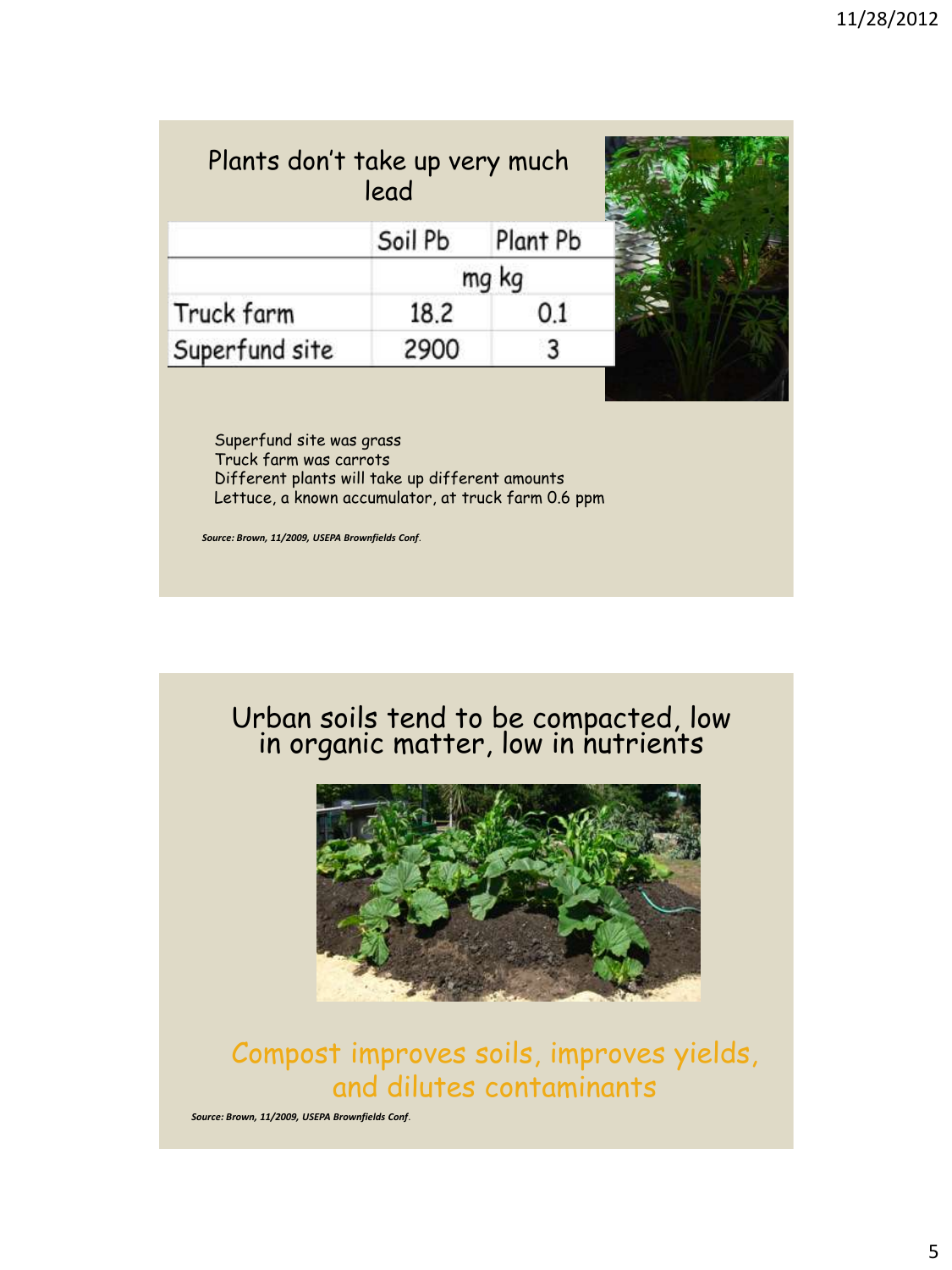## Plants don't take up very much lead

| | Soil Pb | Plant Pb |
|---|---|---|
| | mg kg | |
| Truck farm | 18.2 | 0.1 |
| Superfund site | 2900 | 3 |

Superfund site was grass
Truck farm was carrots
Different plants will take up different amounts
Lettuce, a known accumulator, at truck farm 0.6 ppm

*Source: Brown, 11/2009, USEPA Brownfields Conf.*

## Urban soils tend to be compacted, low in organic matter, low in nutrients

Compost improves soils, improves yields, and dilutes contaminants

*Source: Brown, 11/2009, USEPA Brownfields Conf.*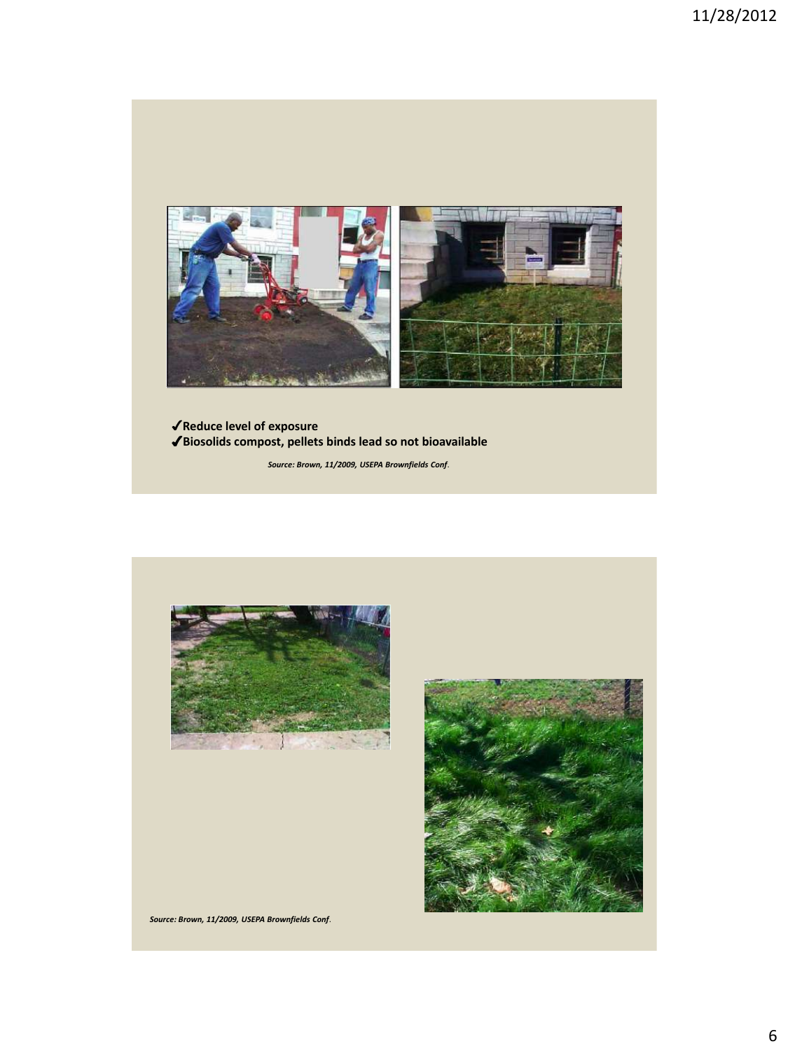✔Reduce level of exposure

✔Biosolids compost, pellets binds lead so not bioavailable

*Source: Brown, 11/2009, USEPA Brownfields Conf*.

*Source: Brown, 11/2009, USEPA Brownfields Conf*.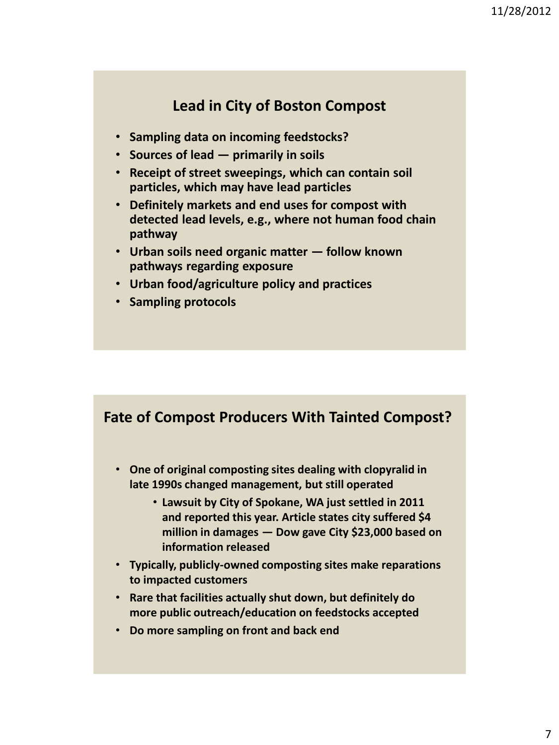## Lead in City of Boston Compost

- **Sampling data on incoming feedstocks?**
- **Sources of lead — primarily in soils**
- **Receipt of street sweepings, which can contain soil particles, which may have lead particles**
- **Definitely markets and end uses for compost with detected lead levels, e.g., where not human food chain pathway**
- **Urban soils need organic matter — follow known pathways regarding exposure**
- **Urban food/agriculture policy and practices**
- **Sampling protocols**

## Fate of Compost Producers With Tainted Compost?

- **One of original composting sites dealing with clopyralid in late 1990s changed management, but still operated**
  - **Lawsuit by City of Spokane, WA just settled in 2011 and reported this year. Article states city suffered $4 million in damages — Dow gave City $23,000 based on information released**
- **Typically, publicly-owned composting sites make reparations to impacted customers**
- **Rare that facilities actually shut down, but definitely do more public outreach/education on feedstocks accepted**
- **Do more sampling on front and back end**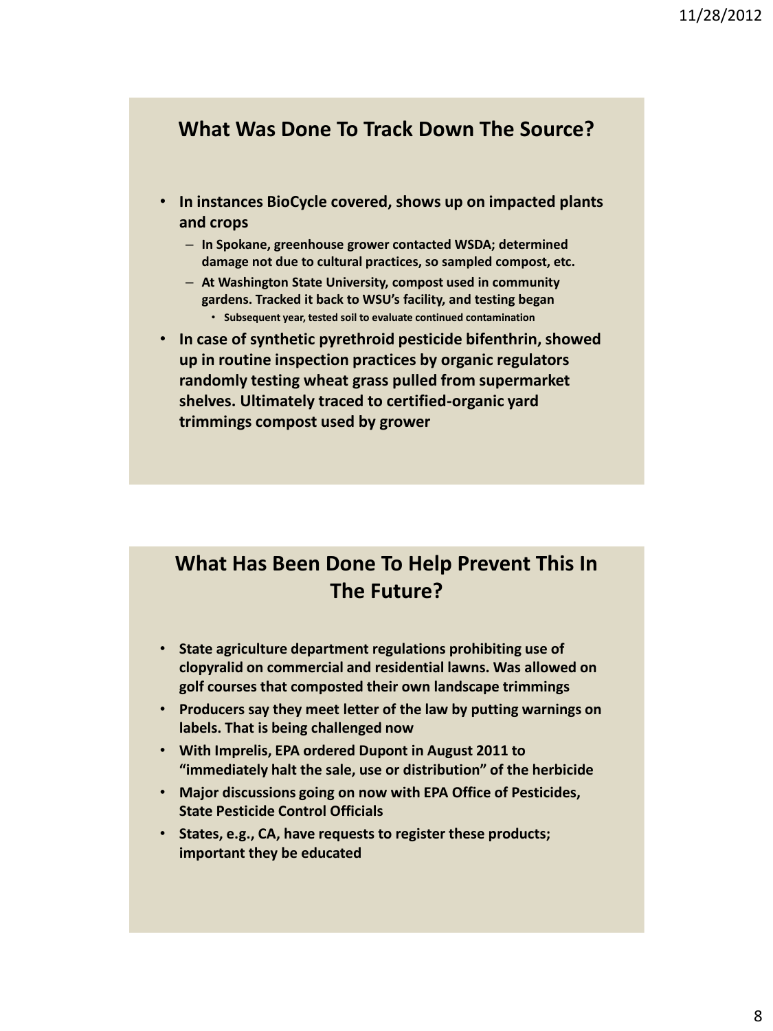## What Was Done To Track Down The Source?

- **In instances BioCycle covered, shows up on impacted plants and crops**
  - **In Spokane, greenhouse grower contacted WSDA; determined damage not due to cultural practices, so sampled compost, etc.**
  - **At Washington State University, compost used in community gardens. Tracked it back to WSU's facility, and testing began**
    - **Subsequent year, tested soil to evaluate continued contamination**
- **In case of synthetic pyrethroid pesticide bifenthrin, showed up in routine inspection practices by organic regulators randomly testing wheat grass pulled from supermarket shelves. Ultimately traced to certified-organic yard trimmings compost used by grower**

## What Has Been Done To Help Prevent This In The Future?

- **State agriculture department regulations prohibiting use of clopyralid on commercial and residential lawns. Was allowed on golf courses that composted their own landscape trimmings**
- **Producers say they meet letter of the law by putting warnings on labels. That is being challenged now**
- **With Imprelis, EPA ordered Dupont in August 2011 to "immediately halt the sale, use or distribution" of the herbicide**
- **Major discussions going on now with EPA Office of Pesticides, State Pesticide Control Officials**
- **States, e.g., CA, have requests to register these products; important they be educated**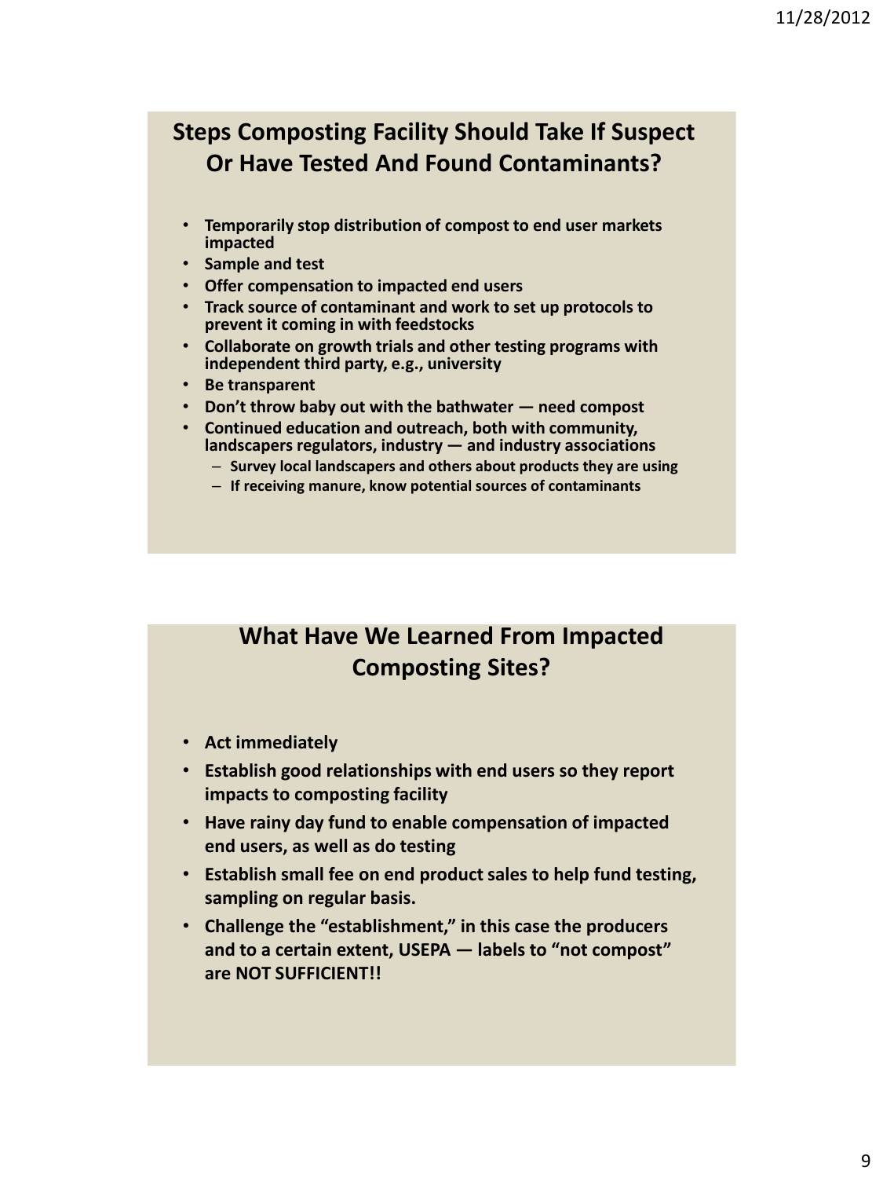## Steps Composting Facility Should Take If Suspect Or Have Tested And Found Contaminants?

- **Temporarily stop distribution of compost to end user markets impacted**
- **Sample and test**
- **Offer compensation to impacted end users**
- **Track source of contaminant and work to set up protocols to prevent it coming in with feedstocks**
- **Collaborate on growth trials and other testing programs with independent third party, e.g., university**
- **Be transparent**
- **Don't throw baby out with the bathwater — need compost**
- **Continued education and outreach, both with community, landscapers regulators, industry — and industry associations**
  - **Survey local landscapers and others about products they are using**
  - **If receiving manure, know potential sources of contaminants**

## What Have We Learned From Impacted Composting Sites?

- **Act immediately**
- **Establish good relationships with end users so they report impacts to composting facility**
- **Have rainy day fund to enable compensation of impacted end users, as well as do testing**
- **Establish small fee on end product sales to help fund testing, sampling on regular basis.**
- **Challenge the "establishment," in this case the producers and to a certain extent, USEPA — labels to "not compost" are NOT SUFFICIENT!!**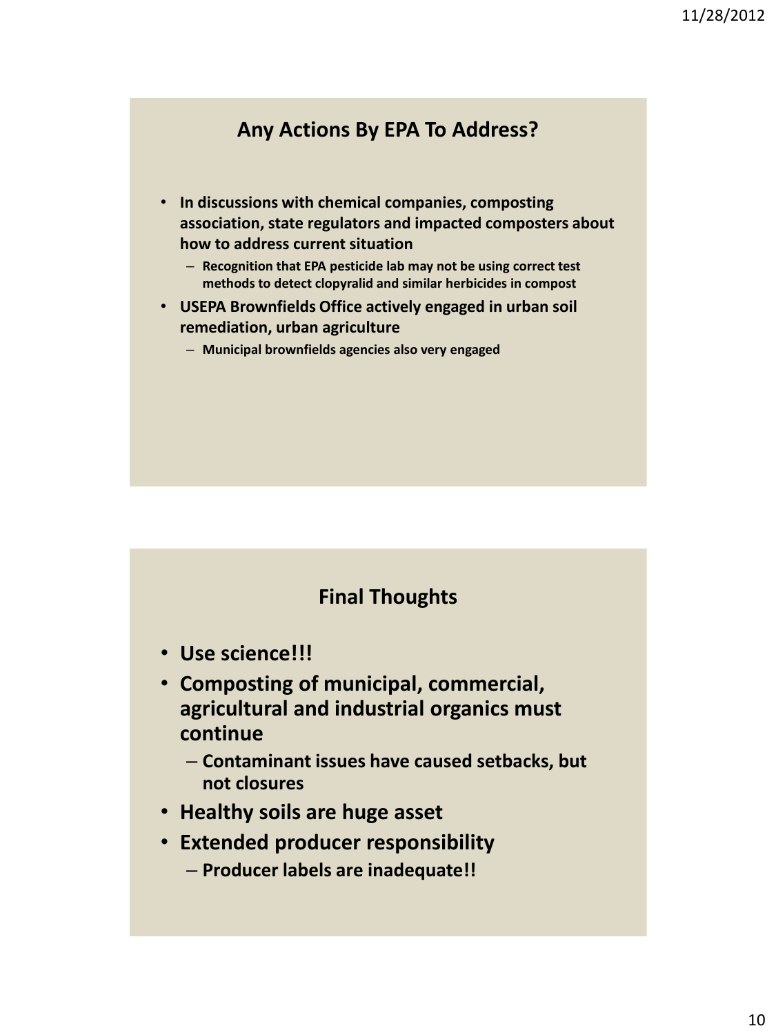## Any Actions By EPA To Address?

- **In discussions with chemical companies, composting association, state regulators and impacted composters about how to address current situation**
  - **Recognition that EPA pesticide lab may not be using correct test methods to detect clopyralid and similar herbicides in compost**
- **USEPA Brownfields Office actively engaged in urban soil remediation, urban agriculture**
  - **Municipal brownfields agencies also very engaged**

## Final Thoughts

- **Use science!!!**
- **Composting of municipal, commercial, agricultural and industrial organics must continue**
  - **Contaminant issues have caused setbacks, but not closures**
- **Healthy soils are huge asset**
- **Extended producer responsibility**
  - **Producer labels are inadequate!!**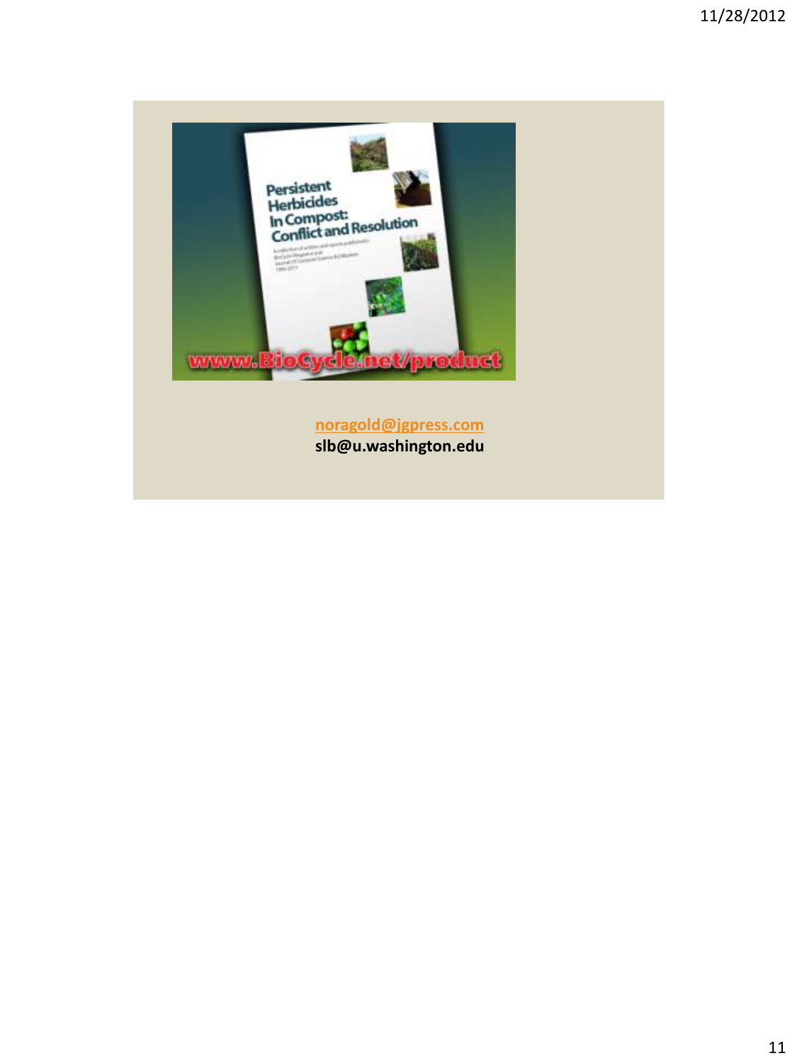Persistent Herbicides In Compost: Conflict and Resolution

www.BioCycle.net/product

noragold@jgpress.com

slb@u.washington.edu